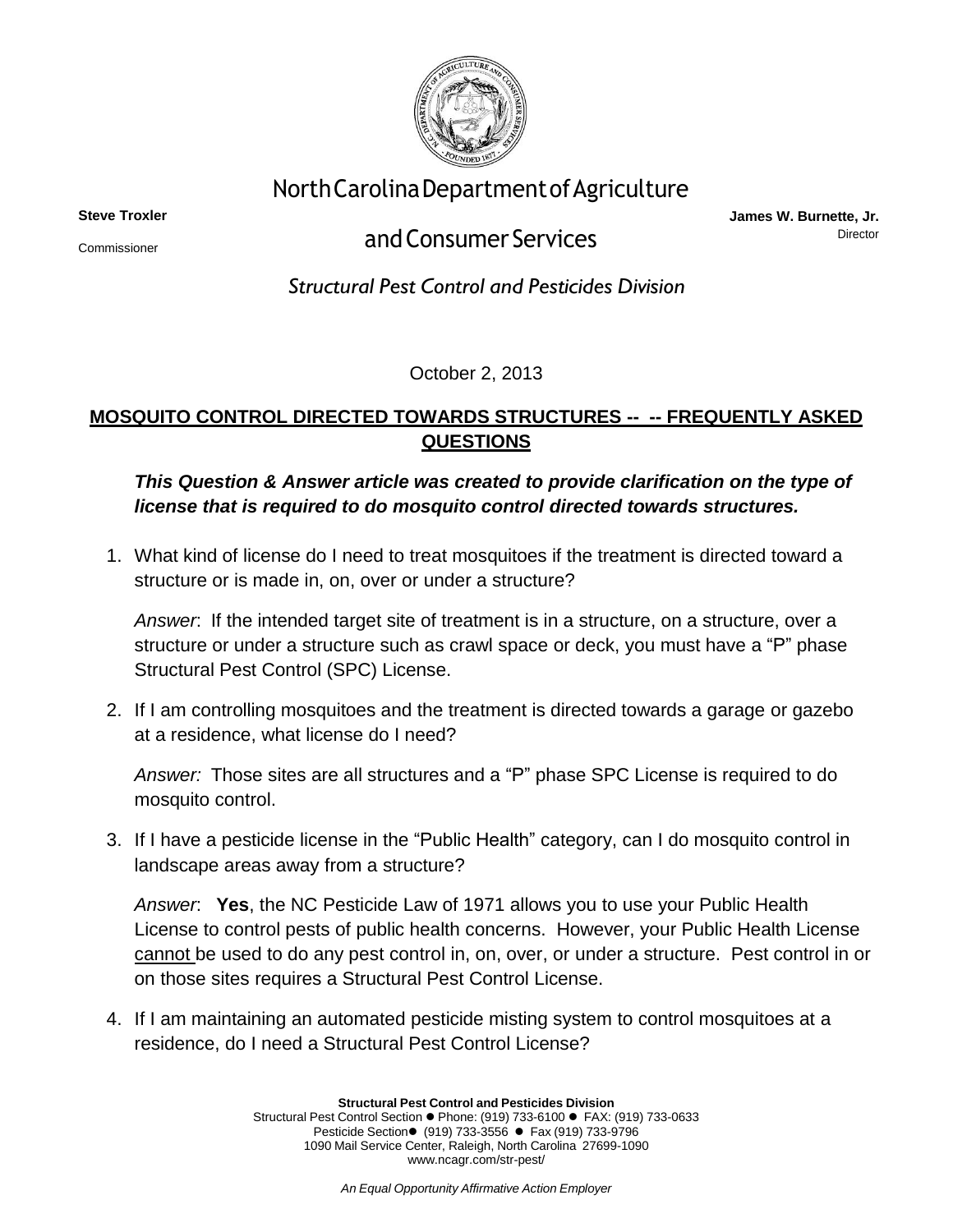# North Carolina Department of Agriculture and Consumer Services

**Steve Troxler**
Commissioner

**James W. Berrnette, Jr.**
Director

*Structural Pest Control and Pesticides Division*

October 2, 2013

## MOSQUITO CONTROL DIRECTED TOWARDS STRUCTURES -- -- FREQUENTLY ASKED QUESTIONS

***This Question & Answer article was created to provide clarification on the type of license that is required to do mosquito control directed towards structures.***

1. What kind of license do I need to treat mosquitoes if the treatment is directed toward a structure or is made in, on, over or under a structure?

   *Answer*: If the intended target site of treatment is in a structure, on a structure, over a structure or under a structure such as crawl space or deck, you must have a "P" phase Structural Pest Control (SPC) License.

2. If I am controlling mosquitoes and the treatment is directed towards a garage or gazebo at a residence, what license do I need?

   *Answer:* Those sites are all structures and a "P" phase SPC License is required to do mosquito control.

3. If I have a pesticide license in the "Public Health" category, can I do mosquito control in landscape areas away from a structure?

   *Answer*: **Yes**, the NC Pesticide Law of 1971 allows you to use your Public Health License to control pests of public health concerns. However, your Public Health License <u>cannot</u> be used to do any pest control in, on, over, or under a structure. Pest control in or on those sites requires a Structural Pest Control License.

4. If I am maintaining an automated pesticide misting system to control mosquitoes at a residence, do I need a Structural Pest Control License?

**Structural Pest Control and Pesticides Division**
Structural Pest Control Section ● Phone: (919) 733-6100 ● FAX: (919) 733-0633
Pesticide Section● (919) 733-3556 ● Fax (919) 733-9796
1090 Mail Service Center, Raleigh, North Carolina 27699-1090
www.ncagr.com/str-pest/

*An Equal Opportunity Affirmative Action Employer*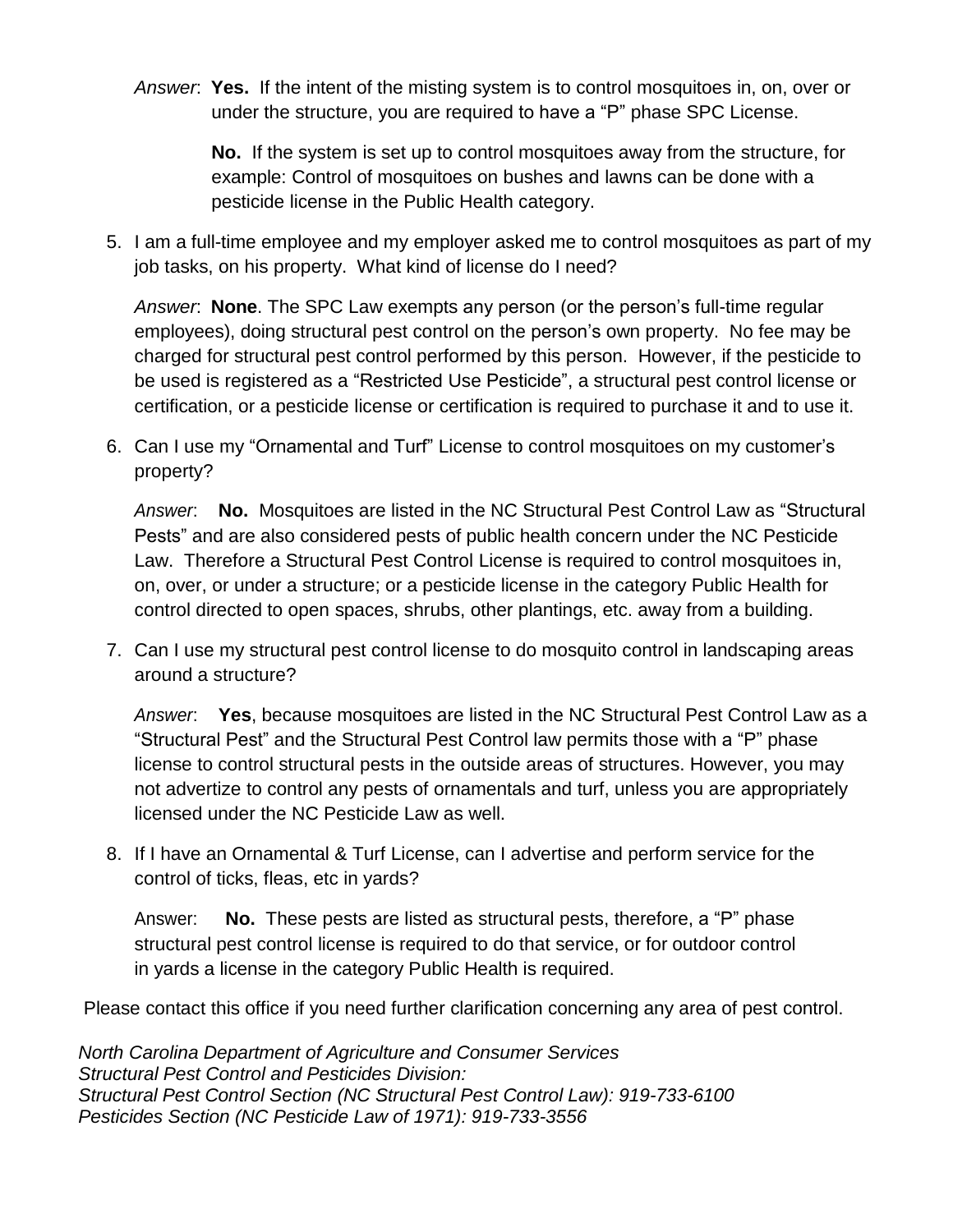*Answer*: **Yes.** If the intent of the misting system is to control mosquitoes in, on, over or under the structure, you are required to have a "P" phase SPC License.

**No.** If the system is set up to control mosquitoes away from the structure, for example: Control of mosquitoes on bushes and lawns can be done with a pesticide license in the Public Health category.

5. I am a full-time employee and my employer asked me to control mosquitoes as part of my job tasks, on his property. What kind of license do I need?

   *Answer*: **None**. The SPC Law exempts any person (or the person's full-time regular employees), doing structural pest control on the person's own property. No fee may be charged for structural pest control performed by this person. However, if the pesticide to be used is registered as a "Restricted Use Pesticide", a structural pest control license or certification, or a pesticide license or certification is required to purchase it and to use it.

6. Can I use my "Ornamental and Turf" License to control mosquitoes on my customer's property?

   *Answer*: **No.** Mosquitoes are listed in the NC Structural Pest Control Law as "Structural Pests" and are also considered pests of public health concern under the NC Pesticide Law. Therefore a Structural Pest Control License is required to control mosquitoes in, on, over, or under a structure; or a pesticide license in the category Public Health for control directed to open spaces, shrubs, other plantings, etc. away from a building.

7. Can I use my structural pest control license to do mosquito control in landscaping areas around a structure?

   *Answer*: **Yes**, because mosquitoes are listed in the NC Structural Pest Control Law as a "Structural Pest" and the Structural Pest Control law permits those with a "P" phase license to control structural pests in the outside areas of structures. However, you may not advertize to control any pests of ornamentals and turf, unless you are appropriately licensed under the NC Pesticide Law as well.

8. If I have an Ornamental & Turf License, can I advertise and perform service for the control of ticks, fleas, etc in yards?

   Answer: **No.** These pests are listed as structural pests, therefore, a "P" phase structural pest control license is required to do that service, or for outdoor control in yards a license in the category Public Health is required.

Please contact this office if you need further clarification concerning any area of pest control.

*North Carolina Department of Agriculture and Consumer Services*
*Structural Pest Control and Pesticides Division:*
*Structural Pest Control Section (NC Structural Pest Control Law): 919-733-6100*
*Pesticides Section (NC Pesticide Law of 1971): 919-733-3556*